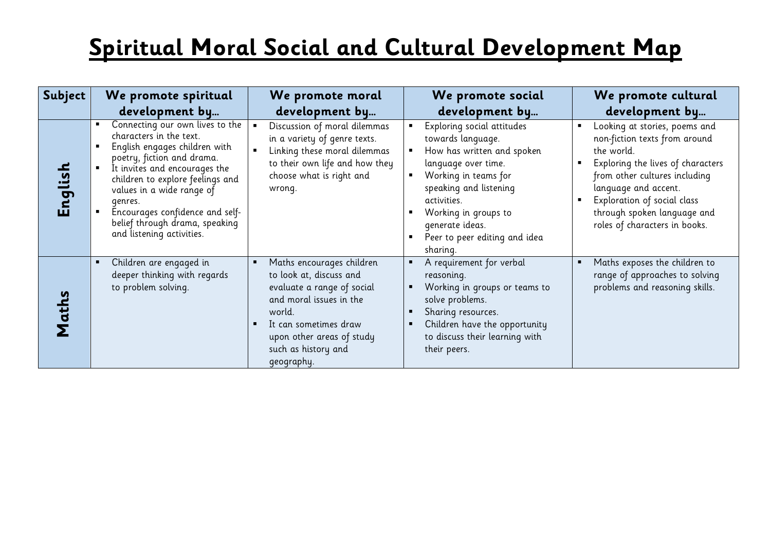# Spiritual Moral Social and Cultural Development Map

| Subject | We promote spiritual development by… | We promote moral development by… | We promote social development by… | We promote cultural development by… |
|---|---|---|---|---|
| **English** | ▪ Connecting our own lives to the characters in the text.<br>▪ English engages children with poetry, fiction and drama.<br>▪ It invites and encourages the children to explore feelings and values in a wide range of genres.<br>▪ Encourages confidence and self-belief through drama, speaking and listening activities. | ▪ Discussion of moral dilemmas in a variety of genre texts.<br>▪ Linking these moral dilemmas to their own life and how they choose what is right and wrong. | ▪ Exploring social attitudes towards language.<br>▪ How has written and spoken language over time.<br>▪ Working in teams for speaking and listening activities.<br>▪ Working in groups to generate ideas.<br>▪ Peer to peer editing and idea sharing. | ▪ Looking at stories, poems and non-fiction texts from around the world.<br>▪ Exploring the lives of characters from other cultures including language and accent.<br>▪ Exploration of social class through spoken language and roles of characters in books. |
| **Maths** | ▪ Children are engaged in deeper thinking with regards to problem solving. | ▪ Maths encourages children to look at, discuss and evaluate a range of social and moral issues in the world.<br>▪ It can sometimes draw upon other areas of study such as history and geography. | ▪ A requirement for verbal reasoning.<br>▪ Working in groups or teams to solve problems.<br>▪ Sharing resources.<br>▪ Children have the opportunity to discuss their learning with their peers. | ▪ Maths exposes the children to range of approaches to solving problems and reasoning skills. |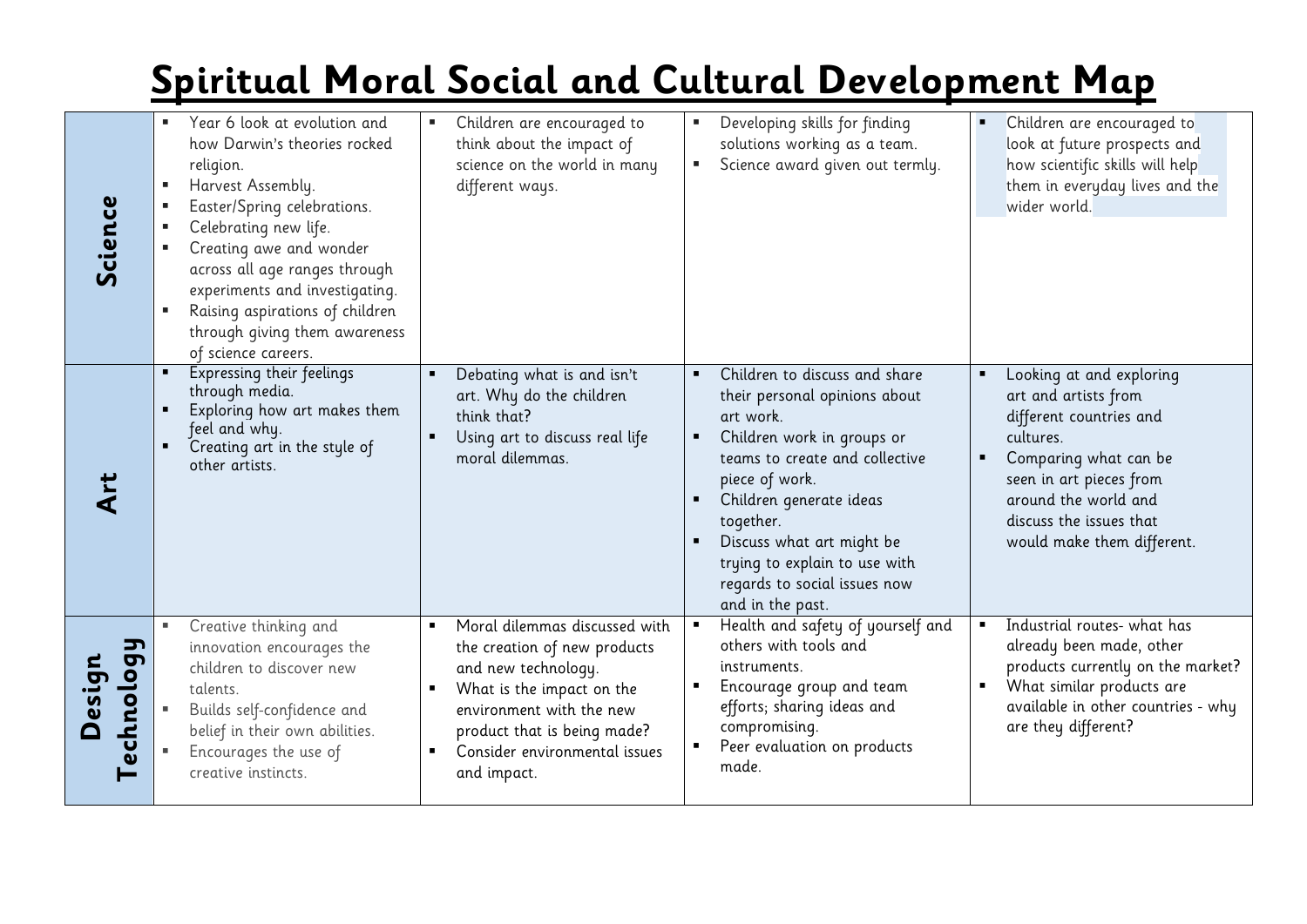# Spiritual Moral Social and Cultural Development Map

| | | | | |
|---|---|---|---|---|
| **Science** | ▪ Year 6 look at evolution and how Darwin's theories rocked religion.<br>▪ Harvest Assembly.<br>▪ Easter/Spring celebrations.<br>▪ Celebrating new life.<br>▪ Creating awe and wonder across all age ranges through experiments and investigating.<br>▪ Raising aspirations of children through giving them awareness of science careers. | ▪ Children are encouraged to think about the impact of science on the world in many different ways. | ▪ Developing skills for finding solutions working as a team.<br>▪ Science award given out termly. | ▪ Children are encouraged to look at future prospects and how scientific skills will help them in everyday lives and the wider world. |
| **Art** | ▪ Expressing their feelings through media.<br>▪ Exploring how art makes them feel and why.<br>▪ Creating art in the style of other artists. | ▪ Debating what is and isn't art. Why do the children think that?<br>▪ Using art to discuss real life moral dilemmas. | ▪ Children to discuss and share their personal opinions about art work.<br>▪ Children work in groups or teams to create and collective piece of work.<br>▪ Children generate ideas together.<br>▪ Discuss what art might be trying to explain to use with regards to social issues now and in the past. | ▪ Looking at and exploring art and artists from different countries and cultures.<br>▪ Comparing what can be seen in art pieces from around the world and discuss the issues that would make them different. |
| **Design Technology** | ▪ Creative thinking and innovation encourages the children to discover new talents.<br>▪ Builds self-confidence and belief in their own abilities.<br>▪ Encourages the use of creative instincts. | ▪ Moral dilemmas discussed with the creation of new products and new technology.<br>▪ What is the impact on the environment with the new product that is being made?<br>▪ Consider environmental issues and impact. | ▪ Health and safety of yourself and others with tools and instruments.<br>▪ Encourage group and team efforts; sharing ideas and compromising.<br>▪ Peer evaluation on products made. | ▪ Industrial routes- what has already been made, other products currently on the market?<br>▪ What similar products are available in other countries - why are they different? |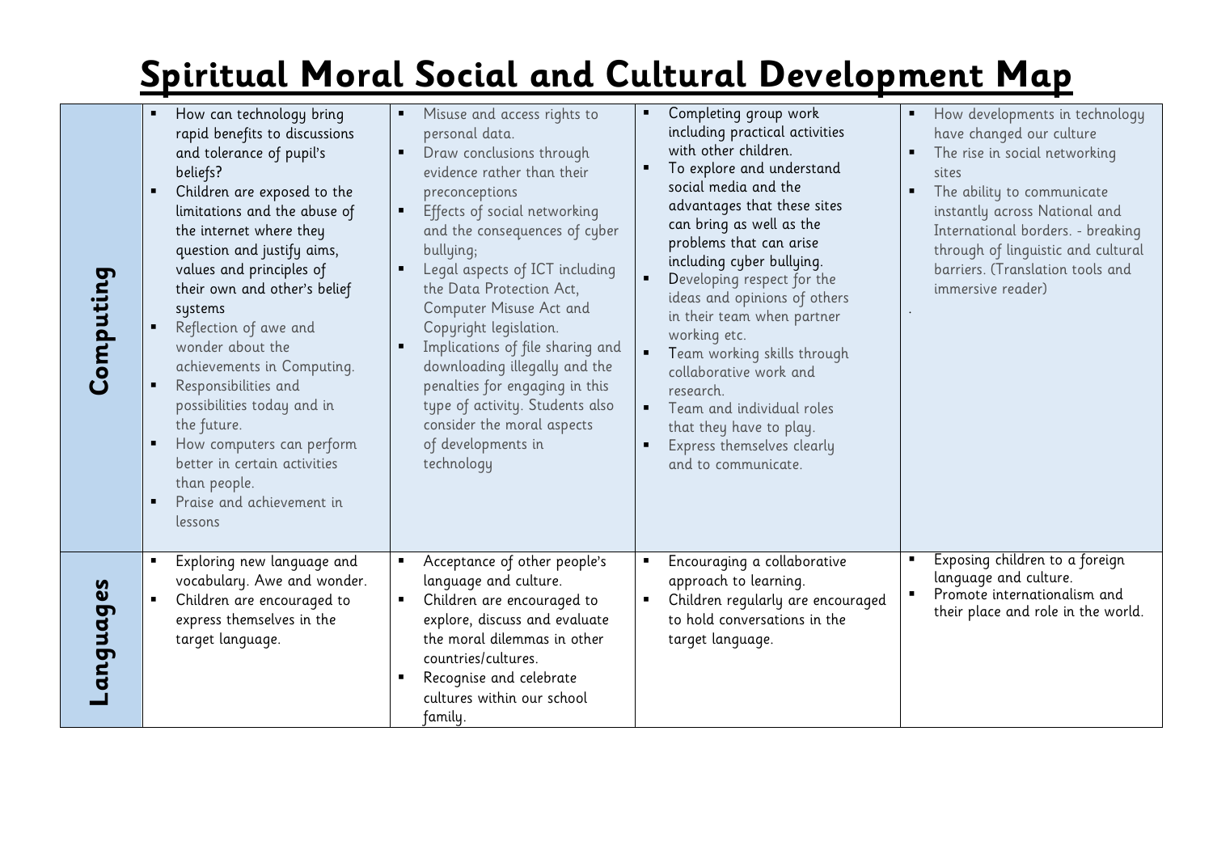# Spiritual Moral Social and Cultural Development Map

| | | | | |
|---|---|---|---|---|
| **Computing** | ▪ How can technology bring rapid benefits to discussions and tolerance of pupil's beliefs?<br>▪ Children are exposed to the limitations and the abuse of the internet where they question and justify aims, values and principles of their own and other's belief systems<br>▪ Reflection of awe and wonder about the achievements in Computing.<br>▪ Responsibilities and possibilities today and in the future.<br>▪ How computers can perform better in certain activities than people.<br>▪ Praise and achievement in lessons | ▪ Misuse and access rights to personal data.<br>▪ Draw conclusions through evidence rather than their preconceptions<br>▪ Effects of social networking and the consequences of cyber bullying;<br>▪ Legal aspects of ICT including the Data Protection Act, Computer Misuse Act and Copyright legislation.<br>▪ Implications of file sharing and downloading illegally and the penalties for engaging in this type of activity. Students also consider the moral aspects of developments in technology | ▪ Completing group work including practical activities with other children.<br>▪ To explore and understand social media and the advantages that these sites can bring as well as the problems that can arise including cyber bullying.<br>▪ Developing respect for the ideas and opinions of others in their team when partner working etc.<br>▪ Team working skills through collaborative work and research.<br>▪ Team and individual roles that they have to play.<br>▪ Express themselves clearly and to communicate. | ▪ How developments in technology have changed our culture<br>▪ The rise in social networking sites<br>▪ The ability to communicate instantly across National and International borders. - breaking through of linguistic and cultural barriers. (Translation tools and immersive reader)<br>. |
| **Languages** | ▪ Exploring new language and vocabulary. Awe and wonder.<br>▪ Children are encouraged to express themselves in the target language. | ▪ Acceptance of other people's language and culture.<br>▪ Children are encouraged to explore, discuss and evaluate the moral dilemmas in other countries/cultures.<br>▪ Recognise and celebrate cultures within our school family. | ▪ Encouraging a collaborative approach to learning.<br>▪ Children regularly are encouraged to hold conversations in the target language. | ▪ Exposing children to a foreign language and culture.<br>▪ Promote internationalism and their place and role in the world. |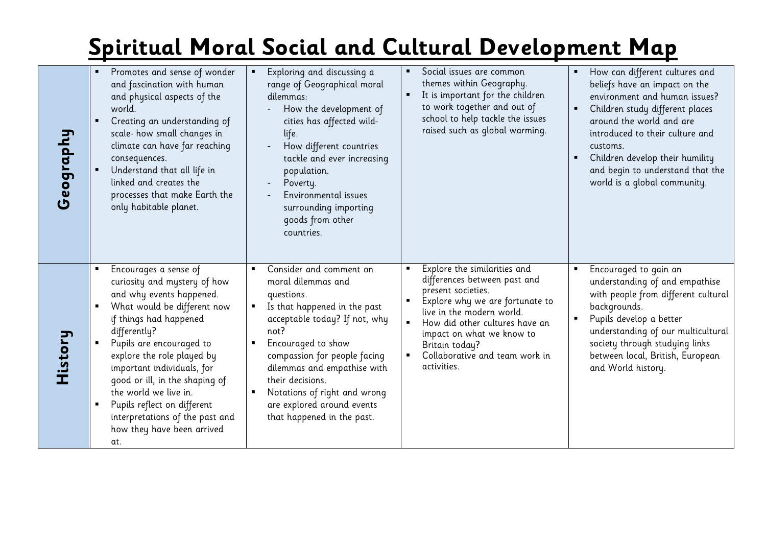# Spiritual Moral Social and Cultural Development Map

| | | | | |
|---|---|---|---|---|
| **Geography** | ▪ Promotes and sense of wonder and fascination with human and physical aspects of the world.<br>▪ Creating an understanding of scale- how small changes in climate can have far reaching consequences.<br>▪ Understand that all life in linked and creates the processes that make Earth the only habitable planet. | ▪ Exploring and discussing a range of Geographical moral dilemmas:<br>- How the development of cities has affected wild-life.<br>- How different countries tackle and ever increasing population.<br>- Poverty.<br>- Environmental issues surrounding importing goods from other countries. | ▪ Social issues are common themes within Geography.<br>▪ It is important for the children to work together and out of school to help tackle the issues raised such as global warming. | ▪ How can different cultures and beliefs have an impact on the environment and human issues?<br>▪ Children study different places around the world and are introduced to their culture and customs.<br>▪ Children develop their humility and begin to understand that the world is a global community. |
| **History** | ▪ Encourages a sense of curiosity and mystery of how and why events happened.<br>▪ What would be different now if things had happened differently?<br>▪ Pupils are encouraged to explore the role played by important individuals, for good or ill, in the shaping of the world we live in.<br>▪ Pupils reflect on different interpretations of the past and how they have been arrived at. | ▪ Consider and comment on moral dilemmas and questions.<br>▪ Is that happened in the past acceptable today? If not, why not?<br>▪ Encouraged to show compassion for people facing dilemmas and empathise with their decisions.<br>▪ Notations of right and wrong are explored around events that happened in the past. | ▪ Explore the similarities and differences between past and present societies.<br>▪ Explore why we are fortunate to live in the modern world.<br>▪ How did other cultures have an impact on what we know to Britain today?<br>▪ Collaborative and team work in activities. | ▪ Encouraged to gain an understanding of and empathise with people from different cultural backgrounds.<br>▪ Pupils develop a better understanding of our multicultural society through studying links between local, British, European and World history. |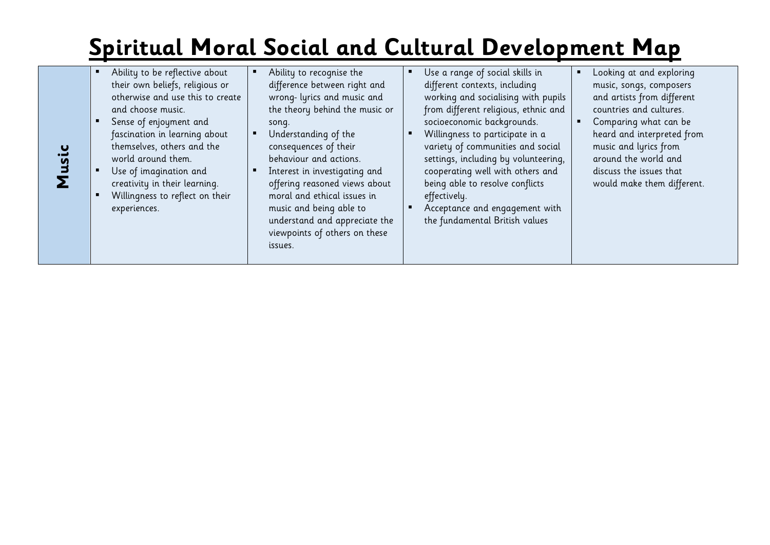# Spiritual Moral Social and Cultural Development Map

| | | | | |
|---|---|---|---|---|
| **Music** | ▪ Ability to be reflective about their own beliefs, religious or otherwise and use this to create and choose music.<br>▪ Sense of enjoyment and fascination in learning about themselves, others and the world around them.<br>▪ Use of imagination and creativity in their learning.<br>▪ Willingness to reflect on their experiences. | ▪ Ability to recognise the difference between right and wrong- lyrics and music and the theory behind the music or song.<br>▪ Understanding of the consequences of their behaviour and actions.<br>▪ Interest in investigating and offering reasoned views about moral and ethical issues in music and being able to understand and appreciate the viewpoints of others on these issues. | ▪ Use a range of social skills in different contexts, including working and socialising with pupils from different religious, ethnic and socioeconomic backgrounds.<br>▪ Willingness to participate in a variety of communities and social settings, including by volunteering, cooperating well with others and being able to resolve conflicts effectively.<br>▪ Acceptance and engagement with the fundamental British values | ▪ Looking at and exploring music, songs, composers and artists from different countries and cultures.<br>▪ Comparing what can be heard and interpreted from music and lyrics from around the world and discuss the issues that would make them different. |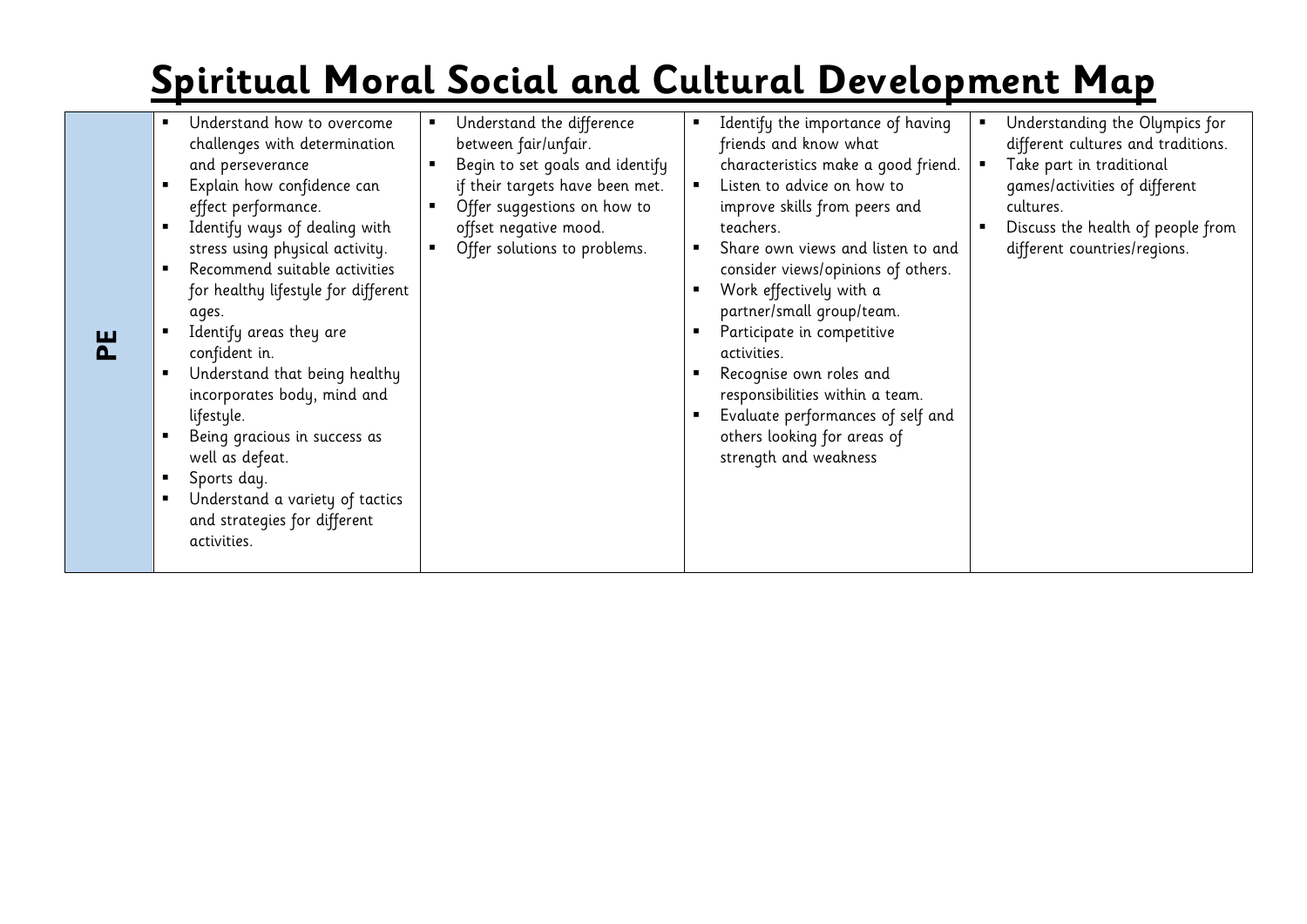# Spiritual Moral Social and Cultural Development Map

| | | | | |
|---|---|---|---|---|
| **PE** | ▪ Understand how to overcome challenges with determination and perseverance<br>▪ Explain how confidence can effect performance.<br>▪ Identify ways of dealing with stress using physical activity.<br>▪ Recommend suitable activities for healthy lifestyle for different ages.<br>▪ Identify areas they are confident in.<br>▪ Understand that being healthy incorporates body, mind and lifestyle.<br>▪ Being gracious in success as well as defeat.<br>▪ Sports day.<br>▪ Understand a variety of tactics and strategies for different activities. | ▪ Understand the difference between fair/unfair.<br>▪ Begin to set goals and identify if their targets have been met.<br>▪ Offer suggestions on how to offset negative mood.<br>▪ Offer solutions to problems. | ▪ Identify the importance of having friends and know what characteristics make a good friend.<br>▪ Listen to advice on how to improve skills from peers and teachers.<br>▪ Share own views and listen to and consider views/opinions of others.<br>▪ Work effectively with a partner/small group/team.<br>▪ Participate in competitive activities.<br>▪ Recognise own roles and responsibilities within a team.<br>▪ Evaluate performances of self and others looking for areas of strength and weakness | ▪ Understanding the Olympics for different cultures and traditions.<br>▪ Take part in traditional games/activities of different cultures.<br>▪ Discuss the health of people from different countries/regions. |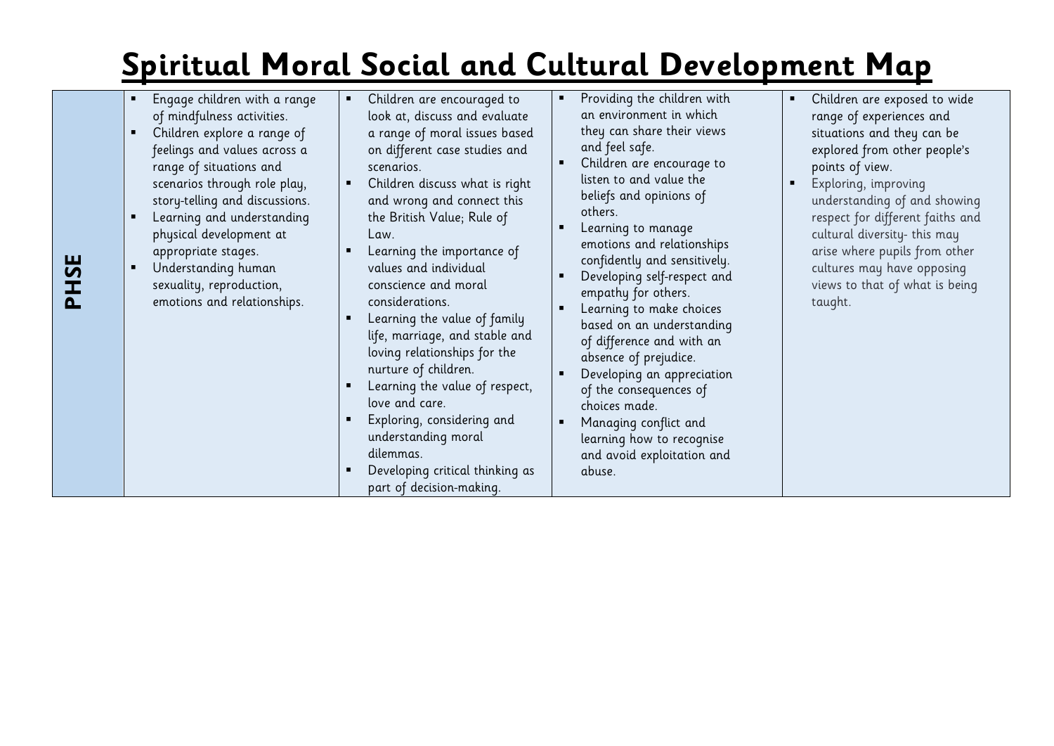# Spiritual Moral Social and Cultural Development Map

| | | | | |
|---|---|---|---|---|
| **PHSE** | ▪ Engage children with a range of mindfulness activities.<br>▪ Children explore a range of feelings and values across a range of situations and scenarios through role play, story-telling and discussions.<br>▪ Learning and understanding physical development at appropriate stages.<br>▪ Understanding human sexuality, reproduction, emotions and relationships. | ▪ Children are encouraged to look at, discuss and evaluate a range of moral issues based on different case studies and scenarios.<br>▪ Children discuss what is right and wrong and connect this the British Value; Rule of Law.<br>▪ Learning the importance of values and individual conscience and moral considerations.<br>▪ Learning the value of family life, marriage, and stable and loving relationships for the nurture of children.<br>▪ Learning the value of respect, love and care.<br>▪ Exploring, considering and understanding moral dilemmas.<br>▪ Developing critical thinking as part of decision-making. | ▪ Providing the children with an environment in which they can share their views and feel safe.<br>▪ Children are encourage to listen to and value the beliefs and opinions of others.<br>▪ Learning to manage emotions and relationships confidently and sensitively.<br>▪ Developing self-respect and empathy for others.<br>▪ Learning to make choices based on an understanding of difference and with an absence of prejudice.<br>▪ Developing an appreciation of the consequences of choices made.<br>▪ Managing conflict and learning how to recognise and avoid exploitation and abuse. | ▪ Children are exposed to wide range of experiences and situations and they can be explored from other people's points of view.<br>▪ Exploring, improving understanding of and showing respect for different faiths and cultural diversity- this may arise where pupils from other cultures may have opposing views to that of what is being taught. |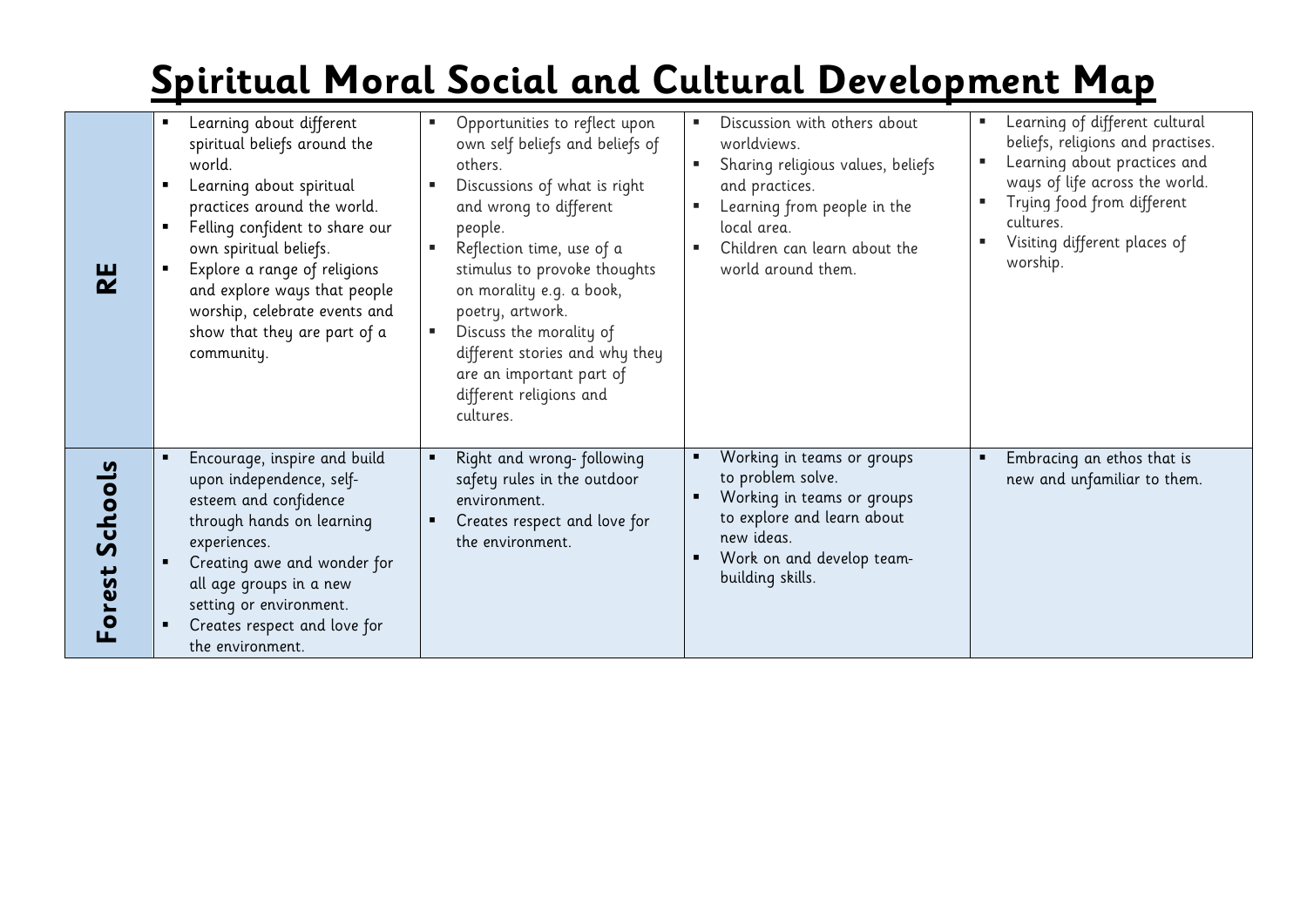# Spiritual Moral Social and Cultural Development Map

| | | | | |
|---|---|---|---|---|
| **RE** | ▪ Learning about different spiritual beliefs around the world.<br>▪ Learning about spiritual practices around the world.<br>▪ Felling confident to share our own spiritual beliefs.<br>▪ Explore a range of religions and explore ways that people worship, celebrate events and show that they are part of a community. | ▪ Opportunities to reflect upon own self beliefs and beliefs of others.<br>▪ Discussions of what is right and wrong to different people.<br>▪ Reflection time, use of a stimulus to provoke thoughts on morality e.g. a book, poetry, artwork.<br>▪ Discuss the morality of different stories and why they are an important part of different religions and cultures. | ▪ Discussion with others about worldviews.<br>▪ Sharing religious values, beliefs and practices.<br>▪ Learning from people in the local area.<br>▪ Children can learn about the world around them. | ▪ Learning of different cultural beliefs, religions and practises.<br>▪ Learning about practices and ways of life across the world.<br>▪ Trying food from different cultures.<br>▪ Visiting different places of worship. |
| **Forest Schools** | ▪ Encourage, inspire and build upon independence, self-esteem and confidence through hands on learning experiences.<br>▪ Creating awe and wonder for all age groups in a new setting or environment.<br>▪ Creates respect and love for the environment. | ▪ Right and wrong- following safety rules in the outdoor environment.<br>▪ Creates respect and love for the environment. | ▪ Working in teams or groups to problem solve.<br>▪ Working in teams or groups to explore and learn about new ideas.<br>▪ Work on and develop team-building skills. | ▪ Embracing an ethos that is new and unfamiliar to them. |